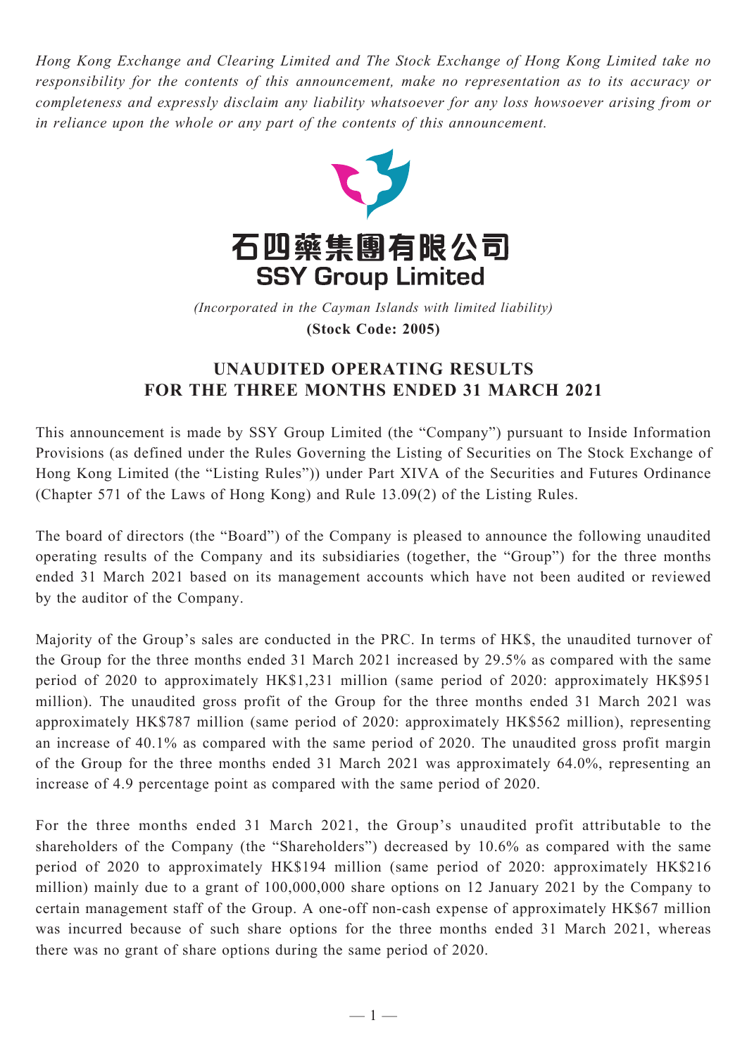*Hong Kong Exchange and Clearing Limited and The Stock Exchange of Hong Kong Limited take no responsibility for the contents of this announcement, make no representation as to its accuracy or completeness and expressly disclaim any liability whatsoever for any loss howsoever arising from or in reliance upon the whole or any part of the contents of this announcement.*

# 石四藥集團有限公司
# SSY Group Limited

*(Incorporated in the Cayman Islands with limited liability)*

**(Stock Code: 2005)**

## UNAUDITED OPERATING RESULTS FOR THE THREE MONTHS ENDED 31 MARCH 2021

This announcement is made by SSY Group Limited (the "Company") pursuant to Inside Information Provisions (as defined under the Rules Governing the Listing of Securities on The Stock Exchange of Hong Kong Limited (the "Listing Rules")) under Part XIVA of the Securities and Futures Ordinance (Chapter 571 of the Laws of Hong Kong) and Rule 13.09(2) of the Listing Rules.

The board of directors (the "Board") of the Company is pleased to announce the following unaudited operating results of the Company and its subsidiaries (together, the "Group") for the three months ended 31 March 2021 based on its management accounts which have not been audited or reviewed by the auditor of the Company.

Majority of the Group's sales are conducted in the PRC. In terms of HK$, the unaudited turnover of the Group for the three months ended 31 March 2021 increased by 29.5% as compared with the same period of 2020 to approximately HK$1,231 million (same period of 2020: approximately HK$951 million). The unaudited gross profit of the Group for the three months ended 31 March 2021 was approximately HK$787 million (same period of 2020: approximately HK$562 million), representing an increase of 40.1% as compared with the same period of 2020. The unaudited gross profit margin of the Group for the three months ended 31 March 2021 was approximately 64.0%, representing an increase of 4.9 percentage point as compared with the same period of 2020.

For the three months ended 31 March 2021, the Group's unaudited profit attributable to the shareholders of the Company (the "Shareholders") decreased by 10.6% as compared with the same period of 2020 to approximately HK$194 million (same period of 2020: approximately HK$216 million) mainly due to a grant of 100,000,000 share options on 12 January 2021 by the Company to certain management staff of the Group. A one-off non-cash expense of approximately HK$67 million was incurred because of such share options for the three months ended 31 March 2021, whereas there was no grant of share options during the same period of 2020.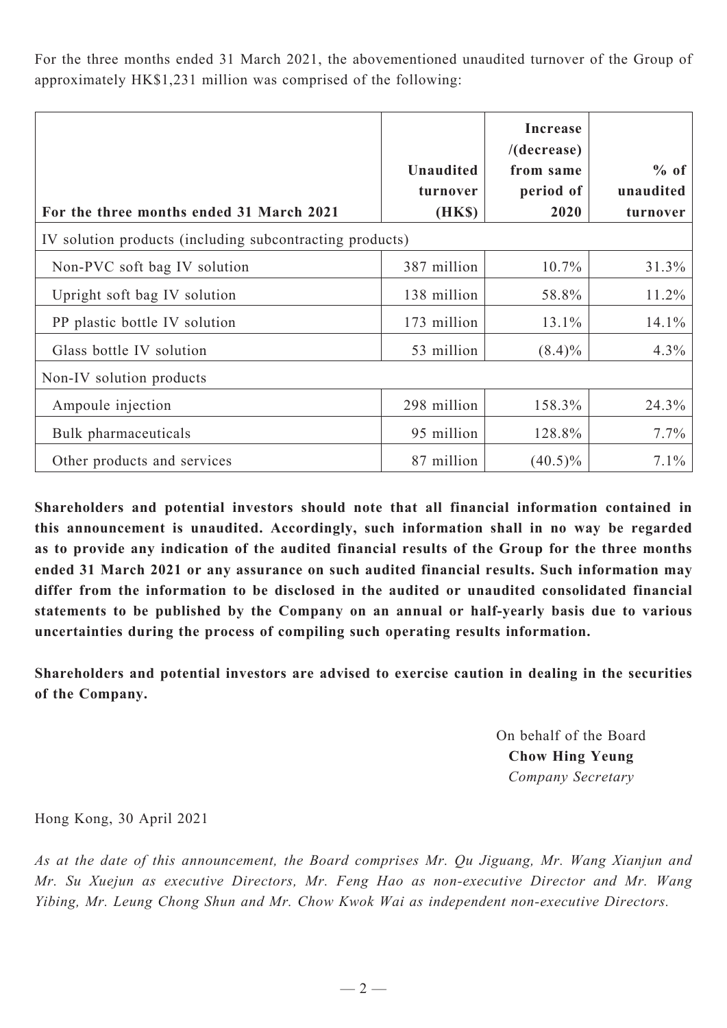For the three months ended 31 March 2021, the abovementioned unaudited turnover of the Group of approximately HK$1,231 million was comprised of the following:

| For the three months ended 31 March 2021 | Unaudited turnover (HK$) | Increase /(decrease) from same period of 2020 | % of unaudited turnover |
|---|---|---|---|
| IV solution products (including subcontracting products) | | | |
| Non-PVC soft bag IV solution | 387 million | 10.7% | 31.3% |
| Upright soft bag IV solution | 138 million | 58.8% | 11.2% |
| PP plastic bottle IV solution | 173 million | 13.1% | 14.1% |
| Glass bottle IV solution | 53 million | (8.4)% | 4.3% |
| Non-IV solution products | | | |
| Ampoule injection | 298 million | 158.3% | 24.3% |
| Bulk pharmaceuticals | 95 million | 128.8% | 7.7% |
| Other products and services | 87 million | (40.5)% | 7.1% |

**Shareholders and potential investors should note that all financial information contained in this announcement is unaudited. Accordingly, such information shall in no way be regarded as to provide any indication of the audited financial results of the Group for the three months ended 31 March 2021 or any assurance on such audited financial results. Such information may differ from the information to be disclosed in the audited or unaudited consolidated financial statements to be published by the Company on an annual or half-yearly basis due to various uncertainties during the process of compiling such operating results information.**

**Shareholders and potential investors are advised to exercise caution in dealing in the securities of the Company.**

On behalf of the Board
**Chow Hing Yeung**
*Company Secretary*

Hong Kong, 30 April 2021

*As at the date of this announcement, the Board comprises Mr. Qu Jiguang, Mr. Wang Xianjun and Mr. Su Xuejun as executive Directors, Mr. Feng Hao as non-executive Director and Mr. Wang Yibing, Mr. Leung Chong Shun and Mr. Chow Kwok Wai as independent non-executive Directors.*